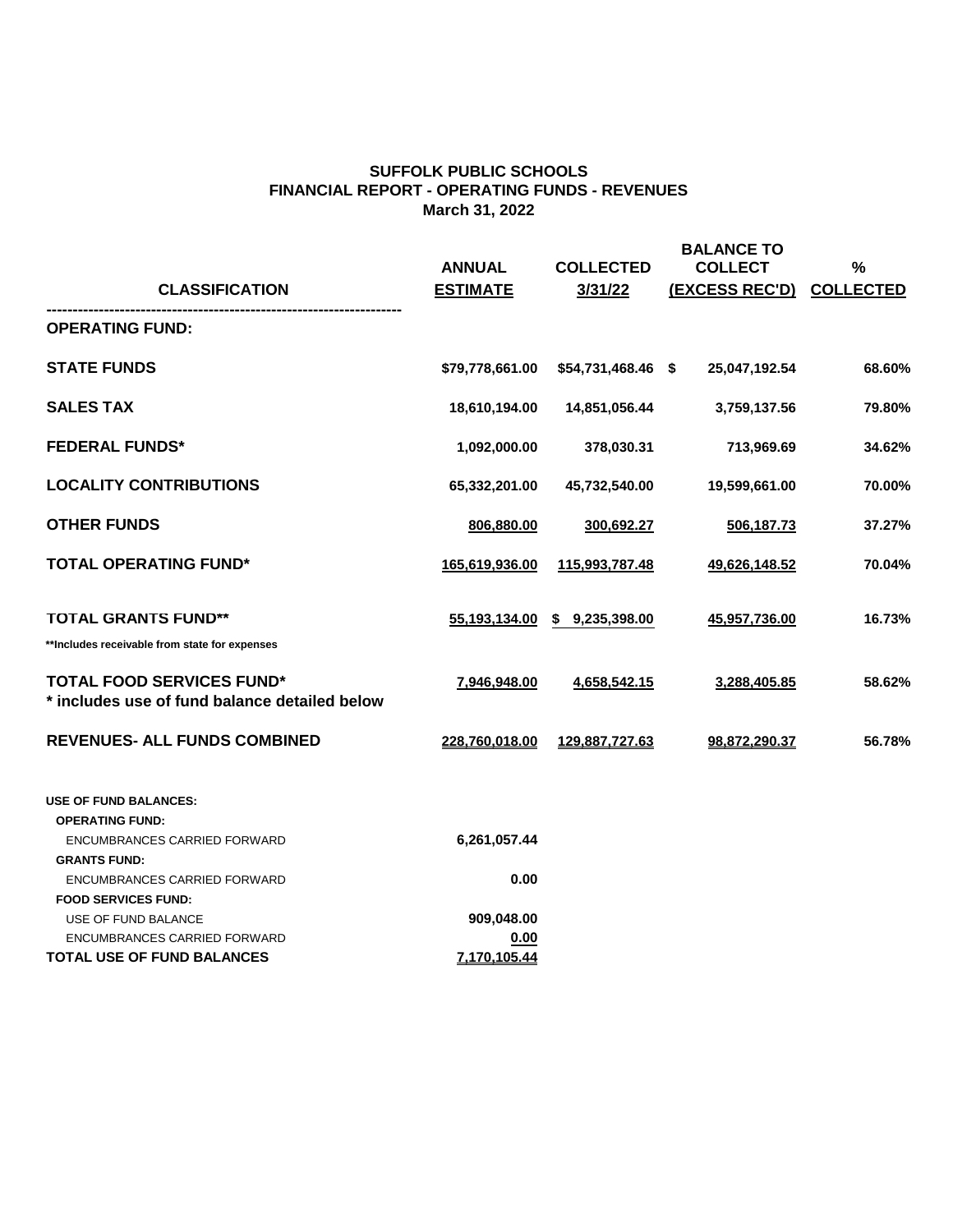# SUFFOLK PUBLIC SCHOOLS
## FINANCIAL REPORT - OPERATING FUNDS - REVENUES
### March 31, 2022

| CLASSIFICATION | ANNUAL ESTIMATE | COLLECTED 3/31/22 | BALANCE TO COLLECT (EXCESS REC'D) | % COLLECTED |
|---|---|---|---|---|
| **OPERATING FUND:** | | | | |
| **STATE FUNDS** | $79,778,661.00 | $54,731,468.46 | $ 25,047,192.54 | 68.60% |
| **SALES TAX** | 18,610,194.00 | 14,851,056.44 | 3,759,137.56 | 79.80% |
| **FEDERAL FUNDS*** | 1,092,000.00 | 378,030.31 | 713,969.69 | 34.62% |
| **LOCALITY CONTRIBUTIONS** | 65,332,201.00 | 45,732,540.00 | 19,599,661.00 | 70.00% |
| **OTHER FUNDS** | 806,880.00 | 300,692.27 | 506,187.73 | 37.27% |
| **TOTAL OPERATING FUND*** | 165,619,936.00 | 115,993,787.48 | 49,626,148.52 | 70.04% |
| **TOTAL GRANTS FUND**** | 55,193,134.00 | $ 9,235,398.00 | 45,957,736.00 | 16.73% |
| **Includes receivable from state for expenses | | | | |
| **TOTAL FOOD SERVICES FUND***<br>* includes use of fund balance detailed below | 7,946,948.00 | 4,658,542.15 | 3,288,405.85 | 58.62% |
| **REVENUES- ALL FUNDS COMBINED** | 228,760,018.00 | 129,887,727.63 | 98,872,290.37 | 56.78% |

| USE OF FUND BALANCES: | |
|---|---|
| **OPERATING FUND:** | |
| ENCUMBRANCES CARRIED FORWARD | 6,261,057.44 |
| **GRANTS FUND:** | |
| ENCUMBRANCES CARRIED FORWARD | 0.00 |
| **FOOD SERVICES FUND:** | |
| USE OF FUND BALANCE | 909,048.00 |
| ENCUMBRANCES CARRIED FORWARD | 0.00 |
| **TOTAL USE OF FUND BALANCES** | 7,170,105.44 |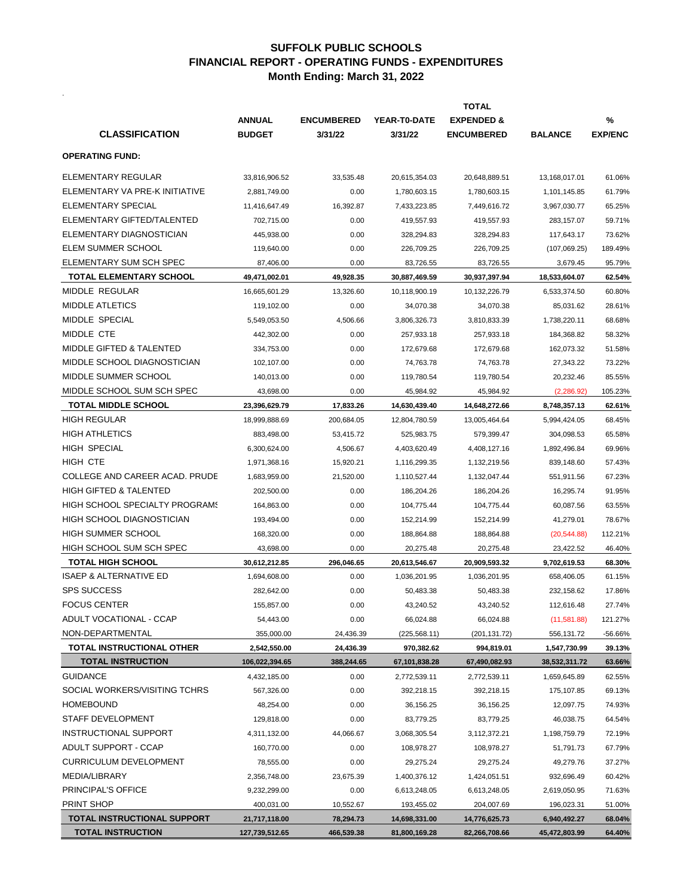# SUFFOLK PUBLIC SCHOOLS
## FINANCIAL REPORT - OPERATING FUNDS - EXPENDITURES
### Month Ending: March 31, 2022

| CLASSIFICATION | ANNUAL BUDGET | ENCUMBERED 3/31/22 | YEAR-T0-DATE 3/31/22 | TOTAL EXPENDED & ENCUMBERED | BALANCE | % EXP/ENC |
|---|---|---|---|---|---|---|
| **OPERATING FUND:** | | | | | | |
| ELEMENTARY REGULAR | 33,816,906.52 | 33,535.48 | 20,615,354.03 | 20,648,889.51 | 13,168,017.01 | 61.06% |
| ELEMENTARY VA PRE-K INITIATIVE | 2,881,749.00 | 0.00 | 1,780,603.15 | 1,780,603.15 | 1,101,145.85 | 61.79% |
| ELEMENTARY SPECIAL | 11,416,647.49 | 16,392.87 | 7,433,223.85 | 7,449,616.72 | 3,967,030.77 | 65.25% |
| ELEMENTARY GIFTED/TALENTED | 702,715.00 | 0.00 | 419,557.93 | 419,557.93 | 283,157.07 | 59.71% |
| ELEMENTARY DIAGNOSTICIAN | 445,938.00 | 0.00 | 328,294.83 | 328,294.83 | 117,643.17 | 73.62% |
| ELEM SUMMER SCHOOL | 119,640.00 | 0.00 | 226,709.25 | 226,709.25 | (107,069.25) | 189.49% |
| ELEMENTARY SUM SCH SPEC | 87,406.00 | 0.00 | 83,726.55 | 83,726.55 | 3,679.45 | 95.79% |
| **TOTAL ELEMENTARY SCHOOL** | **49,471,002.01** | **49,928.35** | **30,887,469.59** | **30,937,397.94** | **18,533,604.07** | **62.54%** |
| MIDDLE REGULAR | 16,665,601.29 | 13,326.60 | 10,118,900.19 | 10,132,226.79 | 6,533,374.50 | 60.80% |
| MIDDLE ATLETICS | 119,102.00 | 0.00 | 34,070.38 | 34,070.38 | 85,031.62 | 28.61% |
| MIDDLE SPECIAL | 5,549,053.50 | 4,506.66 | 3,806,326.73 | 3,810,833.39 | 1,738,220.11 | 68.68% |
| MIDDLE CTE | 442,302.00 | 0.00 | 257,933.18 | 257,933.18 | 184,368.82 | 58.32% |
| MIDDLE GIFTED & TALENTED | 334,753.00 | 0.00 | 172,679.68 | 172,679.68 | 162,073.32 | 51.58% |
| MIDDLE SCHOOL DIAGNOSTICIAN | 102,107.00 | 0.00 | 74,763.78 | 74,763.78 | 27,343.22 | 73.22% |
| MIDDLE SUMMER SCHOOL | 140,013.00 | 0.00 | 119,780.54 | 119,780.54 | 20,232.46 | 85.55% |
| MIDDLE SCHOOL SUM SCH SPEC | 43,698.00 | 0.00 | 45,984.92 | 45,984.92 | (2,286.92) | 105.23% |
| **TOTAL MIDDLE SCHOOL** | **23,396,629.79** | **17,833.26** | **14,630,439.40** | **14,648,272.66** | **8,748,357.13** | **62.61%** |
| HIGH REGULAR | 18,999,888.69 | 200,684.05 | 12,804,780.59 | 13,005,464.64 | 5,994,424.05 | 68.45% |
| HIGH ATHLETICS | 883,498.00 | 53,415.72 | 525,983.75 | 579,399.47 | 304,098.53 | 65.58% |
| HIGH SPECIAL | 6,300,624.00 | 4,506.67 | 4,403,620.49 | 4,408,127.16 | 1,892,496.84 | 69.96% |
| HIGH CTE | 1,971,368.16 | 15,920.21 | 1,116,299.35 | 1,132,219.56 | 839,148.60 | 57.43% |
| COLLEGE AND CAREER ACAD. PRUDE | 1,683,959.00 | 21,520.00 | 1,110,527.44 | 1,132,047.44 | 551,911.56 | 67.23% |
| HIGH GIFTED & TALENTED | 202,500.00 | 0.00 | 186,204.26 | 186,204.26 | 16,295.74 | 91.95% |
| HIGH SCHOOL SPECIALTY PROGRAMS | 164,863.00 | 0.00 | 104,775.44 | 104,775.44 | 60,087.56 | 63.55% |
| HIGH SCHOOL DIAGNOSTICIAN | 193,494.00 | 0.00 | 152,214.99 | 152,214.99 | 41,279.01 | 78.67% |
| HIGH SUMMER SCHOOL | 168,320.00 | 0.00 | 188,864.88 | 188,864.88 | (20,544.88) | 112.21% |
| HIGH SCHOOL SUM SCH SPEC | 43,698.00 | 0.00 | 20,275.48 | 20,275.48 | 23,422.52 | 46.40% |
| **TOTAL HIGH SCHOOL** | **30,612,212.85** | **296,046.65** | **20,613,546.67** | **20,909,593.32** | **9,702,619.53** | **68.30%** |
| ISAEP & ALTERNATIVE ED | 1,694,608.00 | 0.00 | 1,036,201.95 | 1,036,201.95 | 658,406.05 | 61.15% |
| SPS SUCCESS | 282,642.00 | 0.00 | 50,483.38 | 50,483.38 | 232,158.62 | 17.86% |
| FOCUS CENTER | 155,857.00 | 0.00 | 43,240.52 | 43,240.52 | 112,616.48 | 27.74% |
| ADULT VOCATIONAL - CCAP | 54,443.00 | 0.00 | 66,024.88 | 66,024.88 | (11,581.88) | 121.27% |
| NON-DEPARTMENTAL | 355,000.00 | 24,436.39 | (225,568.11) | (201,131.72) | 556,131.72 | -56.66% |
| **TOTAL INSTRUCTIONAL OTHER** | **2,542,550.00** | **24,436.39** | **970,382.62** | **994,819.01** | **1,547,730.99** | **39.13%** |
| **TOTAL INSTRUCTION** | **106,022,394.65** | **388,244.65** | **67,101,838.28** | **67,490,082.93** | **38,532,311.72** | **63.66%** |
| GUIDANCE | 4,432,185.00 | 0.00 | 2,772,539.11 | 2,772,539.11 | 1,659,645.89 | 62.55% |
| SOCIAL WORKERS/VISITING TCHRS | 567,326.00 | 0.00 | 392,218.15 | 392,218.15 | 175,107.85 | 69.13% |
| HOMEBOUND | 48,254.00 | 0.00 | 36,156.25 | 36,156.25 | 12,097.75 | 74.93% |
| STAFF DEVELOPMENT | 129,818.00 | 0.00 | 83,779.25 | 83,779.25 | 46,038.75 | 64.54% |
| INSTRUCTIONAL SUPPORT | 4,311,132.00 | 44,066.67 | 3,068,305.54 | 3,112,372.21 | 1,198,759.79 | 72.19% |
| ADULT SUPPORT - CCAP | 160,770.00 | 0.00 | 108,978.27 | 108,978.27 | 51,791.73 | 67.79% |
| CURRICULUM DEVELOPMENT | 78,555.00 | 0.00 | 29,275.24 | 29,275.24 | 49,279.76 | 37.27% |
| MEDIA/LIBRARY | 2,356,748.00 | 23,675.39 | 1,400,376.12 | 1,424,051.51 | 932,696.49 | 60.42% |
| PRINCIPAL'S OFFICE | 9,232,299.00 | 0.00 | 6,613,248.05 | 6,613,248.05 | 2,619,050.95 | 71.63% |
| PRINT SHOP | 400,031.00 | 10,552.67 | 193,455.02 | 204,007.69 | 196,023.31 | 51.00% |
| **TOTAL INSTRUCTIONAL SUPPORT** | **21,717,118.00** | **78,294.73** | **14,698,331.00** | **14,776,625.73** | **6,940,492.27** | **68.04%** |
| **TOTAL INSTRUCTION** | **127,739,512.65** | **466,539.38** | **81,800,169.28** | **82,266,708.66** | **45,472,803.99** | **64.40%** |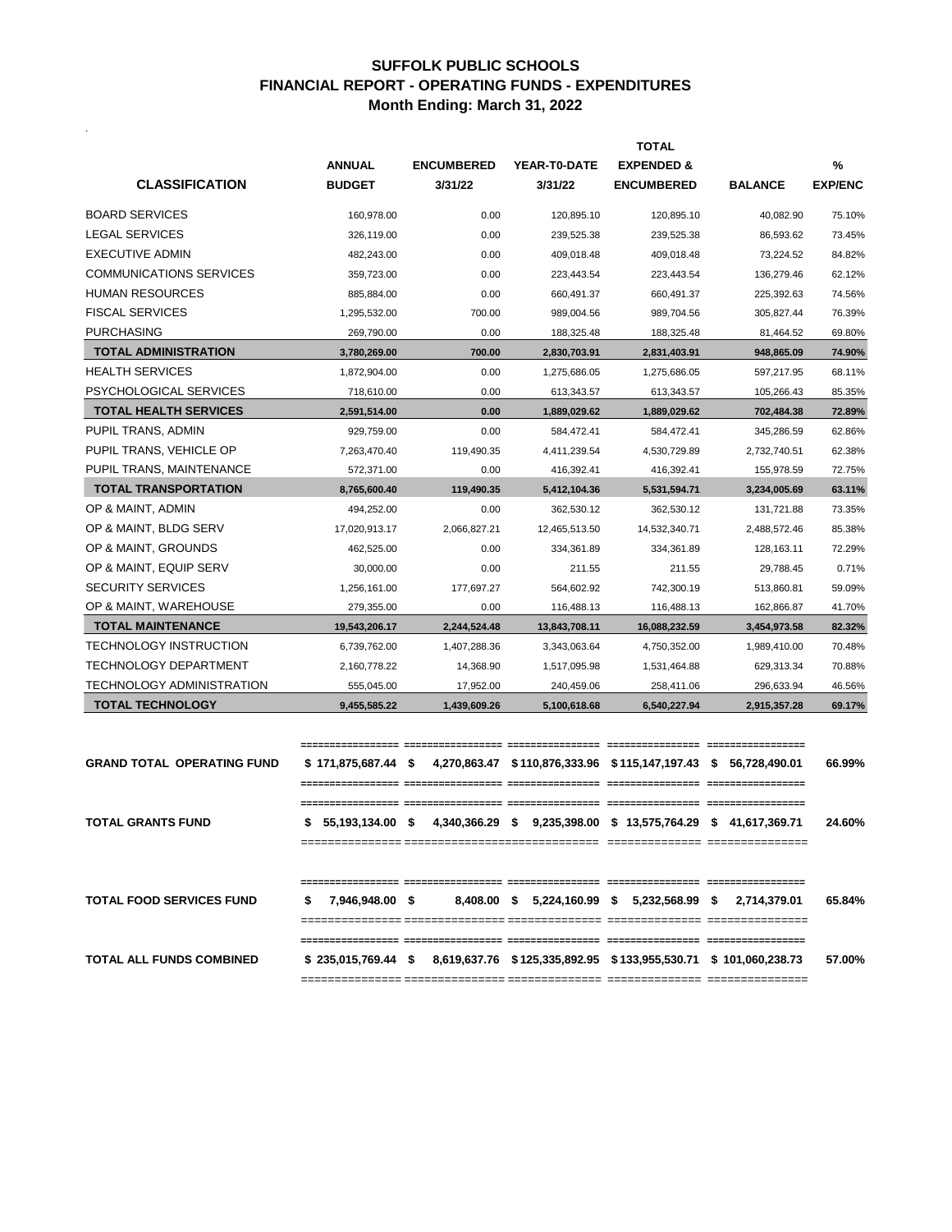# SUFFOLK PUBLIC SCHOOLS
## FINANCIAL REPORT - OPERATING FUNDS - EXPENDITURES
### Month Ending: March 31, 2022

| CLASSIFICATION | ANNUAL BUDGET | ENCUMBERED 3/31/22 | YEAR-T0-DATE 3/31/22 | TOTAL EXPENDED & ENCUMBERED | BALANCE | % EXP/ENC |
|---|---|---|---|---|---|---|
| BOARD SERVICES | 160,978.00 | 0.00 | 120,895.10 | 120,895.10 | 40,082.90 | 75.10% |
| LEGAL SERVICES | 326,119.00 | 0.00 | 239,525.38 | 239,525.38 | 86,593.62 | 73.45% |
| EXECUTIVE ADMIN | 482,243.00 | 0.00 | 409,018.48 | 409,018.48 | 73,224.52 | 84.82% |
| COMMUNICATIONS SERVICES | 359,723.00 | 0.00 | 223,443.54 | 223,443.54 | 136,279.46 | 62.12% |
| HUMAN RESOURCES | 885,884.00 | 0.00 | 660,491.37 | 660,491.37 | 225,392.63 | 74.56% |
| FISCAL SERVICES | 1,295,532.00 | 700.00 | 989,004.56 | 989,704.56 | 305,827.44 | 76.39% |
| PURCHASING | 269,790.00 | 0.00 | 188,325.48 | 188,325.48 | 81,464.52 | 69.80% |
| **TOTAL ADMINISTRATION** | **3,780,269.00** | **700.00** | **2,830,703.91** | **2,831,403.91** | **948,865.09** | **74.90%** |
| HEALTH SERVICES | 1,872,904.00 | 0.00 | 1,275,686.05 | 1,275,686.05 | 597,217.95 | 68.11% |
| PSYCHOLOGICAL SERVICES | 718,610.00 | 0.00 | 613,343.57 | 613,343.57 | 105,266.43 | 85.35% |
| **TOTAL HEALTH SERVICES** | **2,591,514.00** | **0.00** | **1,889,029.62** | **1,889,029.62** | **702,484.38** | **72.89%** |
| PUPIL TRANS, ADMIN | 929,759.00 | 0.00 | 584,472.41 | 584,472.41 | 345,286.59 | 62.86% |
| PUPIL TRANS, VEHICLE OP | 7,263,470.40 | 119,490.35 | 4,411,239.54 | 4,530,729.89 | 2,732,740.51 | 62.38% |
| PUPIL TRANS, MAINTENANCE | 572,371.00 | 0.00 | 416,392.41 | 416,392.41 | 155,978.59 | 72.75% |
| **TOTAL TRANSPORTATION** | **8,765,600.40** | **119,490.35** | **5,412,104.36** | **5,531,594.71** | **3,234,005.69** | **63.11%** |
| OP & MAINT, ADMIN | 494,252.00 | 0.00 | 362,530.12 | 362,530.12 | 131,721.88 | 73.35% |
| OP & MAINT, BLDG SERV | 17,020,913.17 | 2,066,827.21 | 12,465,513.50 | 14,532,340.71 | 2,488,572.46 | 85.38% |
| OP & MAINT, GROUNDS | 462,525.00 | 0.00 | 334,361.89 | 334,361.89 | 128,163.11 | 72.29% |
| OP & MAINT, EQUIP SERV | 30,000.00 | 0.00 | 211.55 | 211.55 | 29,788.45 | 0.71% |
| SECURITY SERVICES | 1,256,161.00 | 177,697.27 | 564,602.92 | 742,300.19 | 513,860.81 | 59.09% |
| OP & MAINT, WAREHOUSE | 279,355.00 | 0.00 | 116,488.13 | 116,488.13 | 162,866.87 | 41.70% |
| **TOTAL MAINTENANCE** | **19,543,206.17** | **2,244,524.48** | **13,843,708.11** | **16,088,232.59** | **3,454,973.58** | **82.32%** |
| TECHNOLOGY INSTRUCTION | 6,739,762.00 | 1,407,288.36 | 3,343,063.64 | 4,750,352.00 | 1,989,410.00 | 70.48% |
| TECHNOLOGY DEPARTMENT | 2,160,778.22 | 14,368.90 | 1,517,095.98 | 1,531,464.88 | 629,313.34 | 70.88% |
| TECHNOLOGY ADMINISTRATION | 555,045.00 | 17,952.00 | 240,459.06 | 258,411.06 | 296,633.94 | 46.56% |
| **TOTAL TECHNOLOGY** | **9,455,585.22** | **1,439,609.26** | **5,100,618.68** | **6,540,227.94** | **2,915,357.28** | **69.17%** |
| **GRAND TOTAL OPERATING FUND** | **$ 171,875,687.44** | **$ 4,270,863.47** | **$ 110,876,333.96** | **$ 115,147,197.43** | **$ 56,728,490.01** | **66.99%** |
| **TOTAL GRANTS FUND** | **$ 55,193,134.00** | **$ 4,340,366.29** | **$ 9,235,398.00** | **$ 13,575,764.29** | **$ 41,617,369.71** | **24.60%** |
| **TOTAL FOOD SERVICES FUND** | **$ 7,946,948.00** | **$ 8,408.00** | **$ 5,224,160.99** | **$ 5,232,568.99** | **$ 2,714,379.01** | **65.84%** |
| **TOTAL ALL FUNDS COMBINED** | **$ 235,015,769.44** | **$ 8,619,637.76** | **$ 125,335,892.95** | **$ 133,955,530.71** | **$ 101,060,238.73** | **57.00%** |